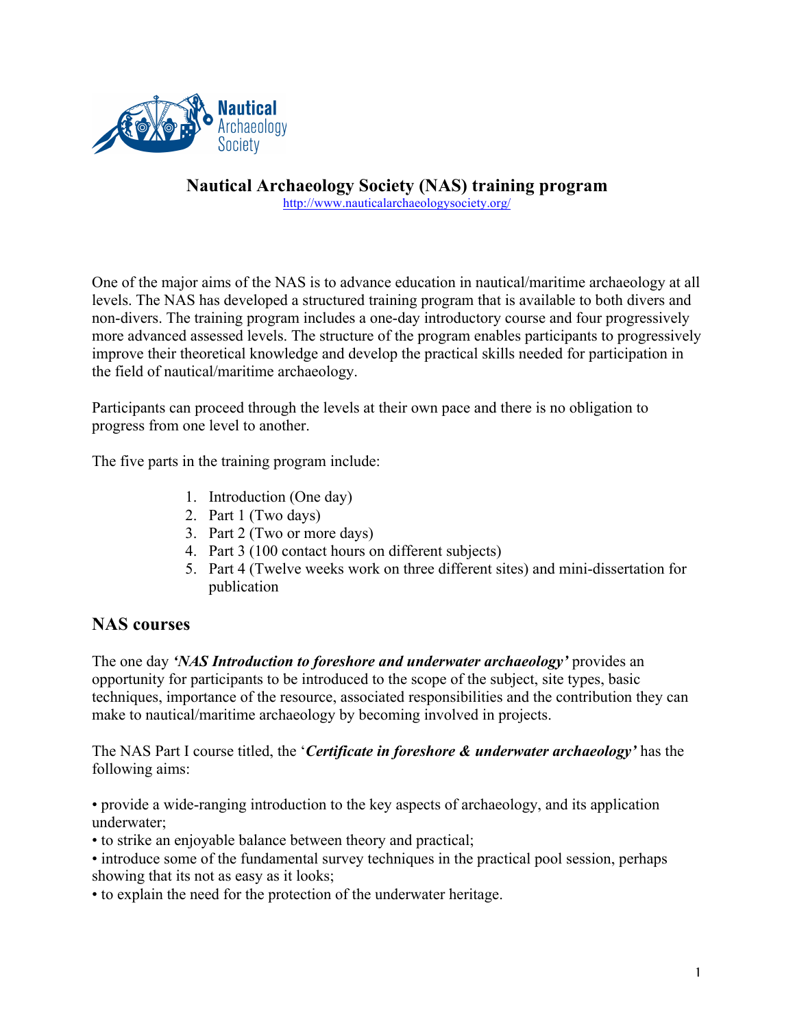# Nautical Archaeology Society (NAS) training program

http://www.nauticalarchaeologysociety.org/

One of the major aims of the NAS is to advance education in nautical/maritime archaeology at all levels. The NAS has developed a structured training program that is available to both divers and non-divers. The training program includes a one-day introductory course and four progressively more advanced assessed levels. The structure of the program enables participants to progressively improve their theoretical knowledge and develop the practical skills needed for participation in the field of nautical/maritime archaeology.

Participants can proceed through the levels at their own pace and there is no obligation to progress from one level to another.

The five parts in the training program include:

1. Introduction (One day)
2. Part 1 (Two days)
3. Part 2 (Two or more days)
4. Part 3 (100 contact hours on different subjects)
5. Part 4 (Twelve weeks work on three different sites) and mini-dissertation for publication

## NAS courses

The one day ***'NAS Introduction to foreshore and underwater archaeology'*** provides an opportunity for participants to be introduced to the scope of the subject, site types, basic techniques, importance of the resource, associated responsibilities and the contribution they can make to nautical/maritime archaeology by becoming involved in projects.

The NAS Part I course titled, the '***Certificate in foreshore & underwater archaeology'*** has the following aims:

- provide a wide-ranging introduction to the key aspects of archaeology, and its application underwater;
- to strike an enjoyable balance between theory and practical;
- introduce some of the fundamental survey techniques in the practical pool session, perhaps showing that its not as easy as it looks;
- to explain the need for the protection of the underwater heritage.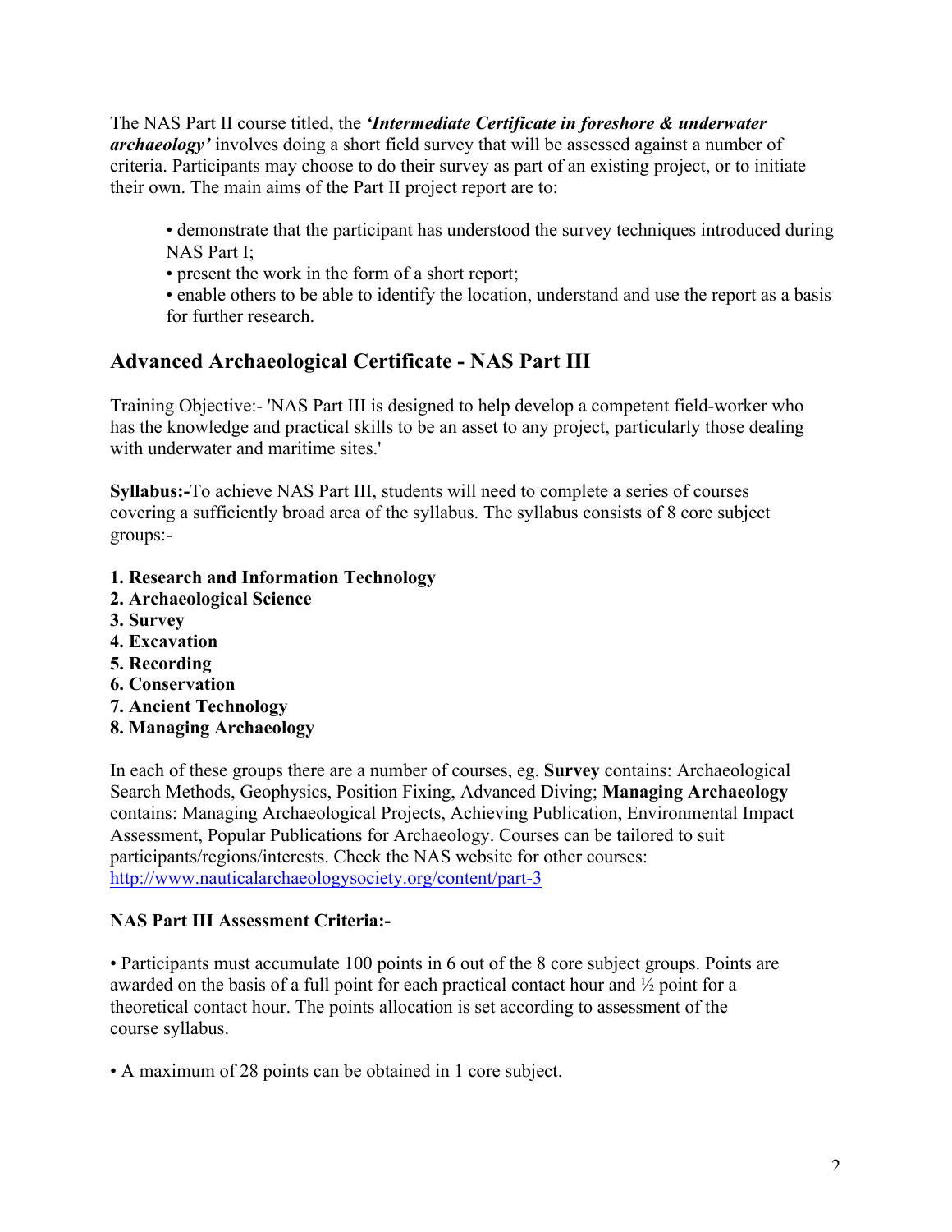The NAS Part II course titled, the ***'Intermediate Certificate in foreshore & underwater archaeology'*** involves doing a short field survey that will be assessed against a number of criteria. Participants may choose to do their survey as part of an existing project, or to initiate their own. The main aims of the Part II project report are to:

- demonstrate that the participant has understood the survey techniques introduced during NAS Part I;
- present the work in the form of a short report;
- enable others to be able to identify the location, understand and use the report as a basis for further research.

## Advanced Archaeological Certificate - NAS Part III

Training Objective:- 'NAS Part III is designed to help develop a competent field-worker who has the knowledge and practical skills to be an asset to any project, particularly those dealing with underwater and maritime sites.'

**Syllabus:-**To achieve NAS Part III, students will need to complete a series of courses covering a sufficiently broad area of the syllabus. The syllabus consists of 8 core subject groups:-

1. **Research and Information Technology**
2. **Archaeological Science**
3. **Survey**
4. **Excavation**
5. **Recording**
6. **Conservation**
7. **Ancient Technology**
8. **Managing Archaeology**

In each of these groups there are a number of courses, eg. **Survey** contains: Archaeological Search Methods, Geophysics, Position Fixing, Advanced Diving; **Managing Archaeology** contains: Managing Archaeological Projects, Achieving Publication, Environmental Impact Assessment, Popular Publications for Archaeology. Courses can be tailored to suit participants/regions/interests. Check the NAS website for other courses: http://www.nauticalarchaeologysociety.org/content/part-3

**NAS Part III Assessment Criteria:-**

- Participants must accumulate 100 points in 6 out of the 8 core subject groups. Points are awarded on the basis of a full point for each practical contact hour and ½ point for a theoretical contact hour. The points allocation is set according to assessment of the course syllabus.

- A maximum of 28 points can be obtained in 1 core subject.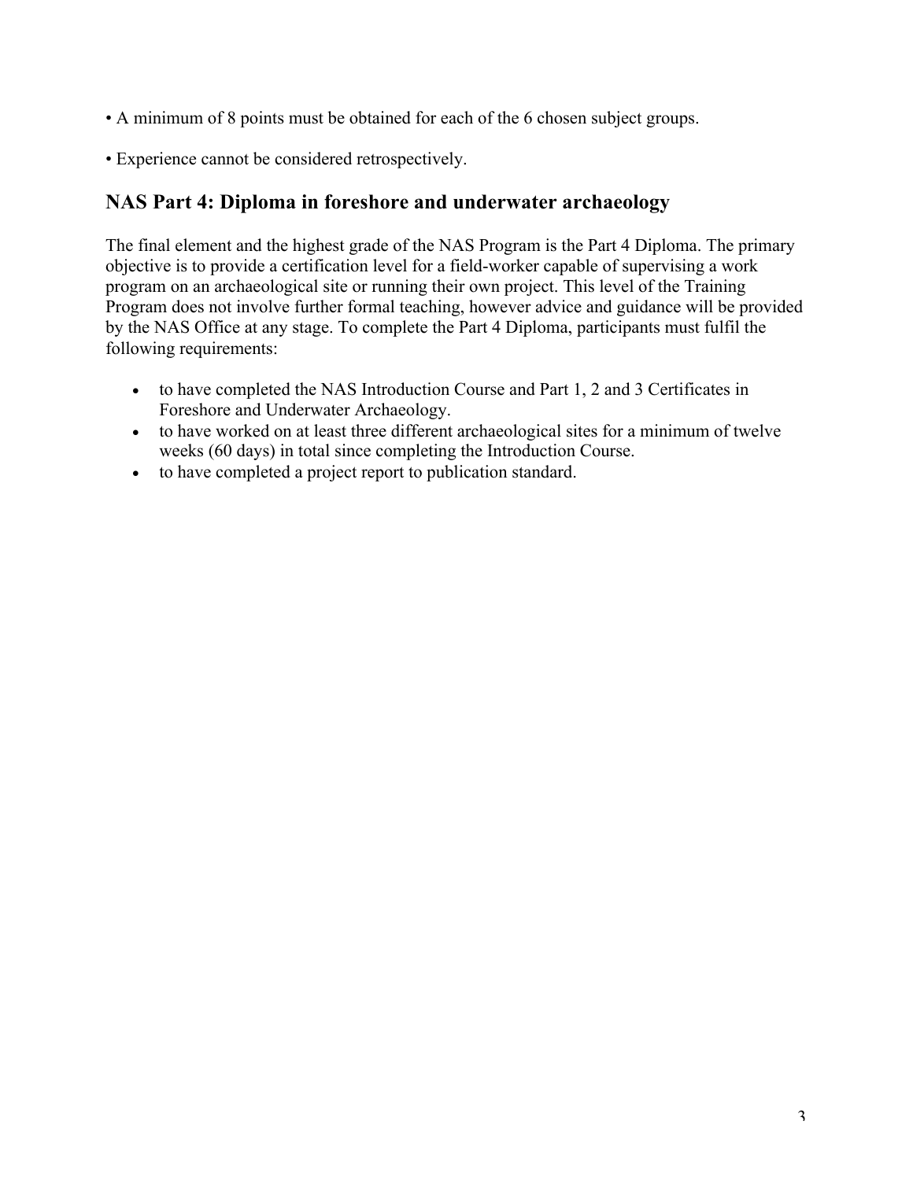- A minimum of 8 points must be obtained for each of the 6 chosen subject groups.

- Experience cannot be considered retrospectively.

## NAS Part 4: Diploma in foreshore and underwater archaeology

The final element and the highest grade of the NAS Program is the Part 4 Diploma. The primary objective is to provide a certification level for a field-worker capable of supervising a work program on an archaeological site or running their own project. This level of the Training Program does not involve further formal teaching, however advice and guidance will be provided by the NAS Office at any stage. To complete the Part 4 Diploma, participants must fulfil the following requirements:

- to have completed the NAS Introduction Course and Part 1, 2 and 3 Certificates in Foreshore and Underwater Archaeology.
- to have worked on at least three different archaeological sites for a minimum of twelve weeks (60 days) in total since completing the Introduction Course.
- to have completed a project report to publication standard.